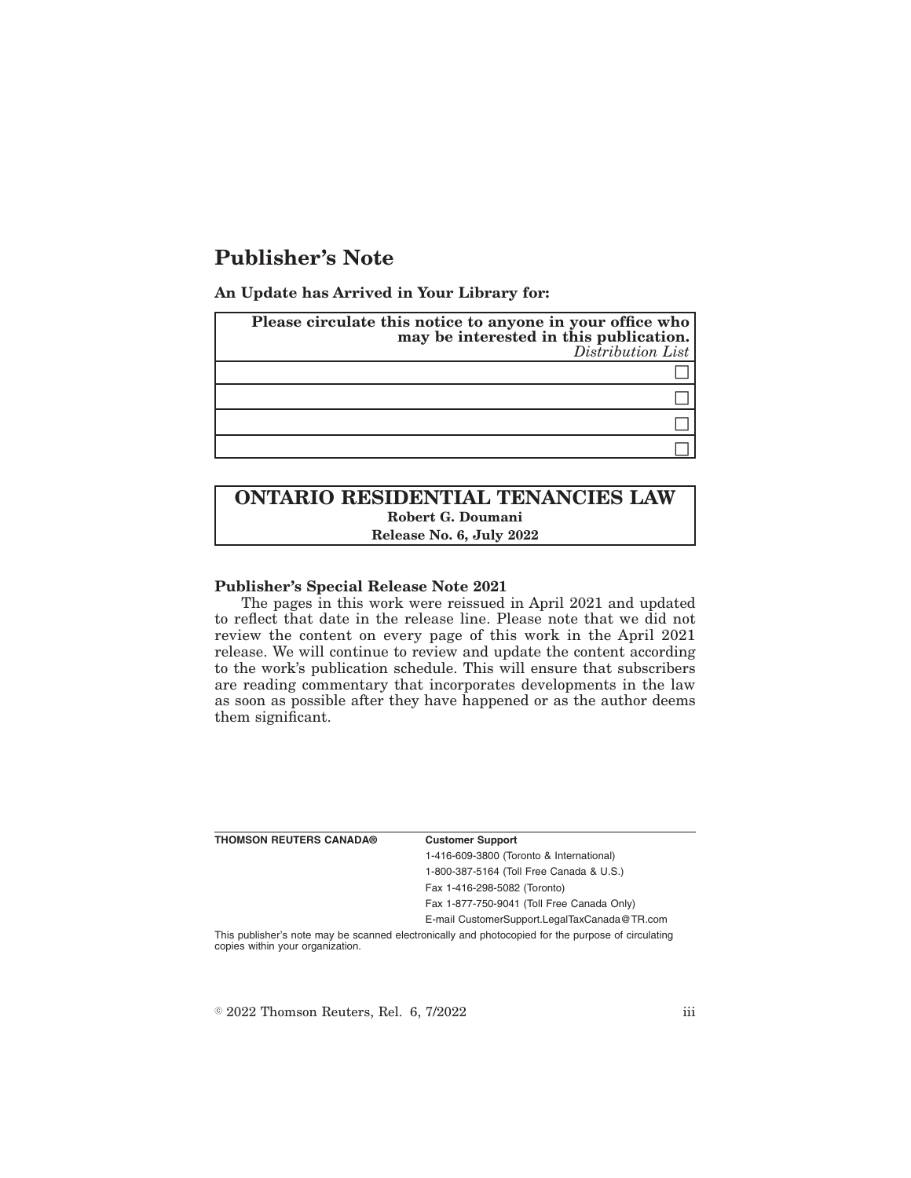# Publisher's Note

**An Update has Arrived in Your Library for:**

| **Please circulate this notice to anyone in your office who may be interested in this publication.** *Distribution List* |
|---|
| ☐ |
| ☐ |
| ☐ |
| ☐ |

## ONTARIO RESIDENTIAL TENANCIES LAW

**Robert G. Doumani**

**Release No. 6, July 2022**

**Publisher's Special Release Note 2021**

The pages in this work were reissued in April 2021 and updated to reflect that date in the release line. Please note that we did not review the content on every page of this work in the April 2021 release. We will continue to review and update the content according to the work's publication schedule. This will ensure that subscribers are reading commentary that incorporates developments in the law as soon as possible after they have happened or as the author deems them significant.

| **THOMSON REUTERS CANADA®** | **Customer Support** |
|---|---|
| | 1-416-609-3800 (Toronto & International) |
| | 1-800-387-5164 (Toll Free Canada & U.S.) |
| | Fax 1-416-298-5082 (Toronto) |
| | Fax 1-877-750-9041 (Toll Free Canada Only) |
| | E-mail CustomerSupport.LegalTaxCanada@TR.com |

This publisher's note may be scanned electronically and photocopied for the purpose of circulating copies within your organization.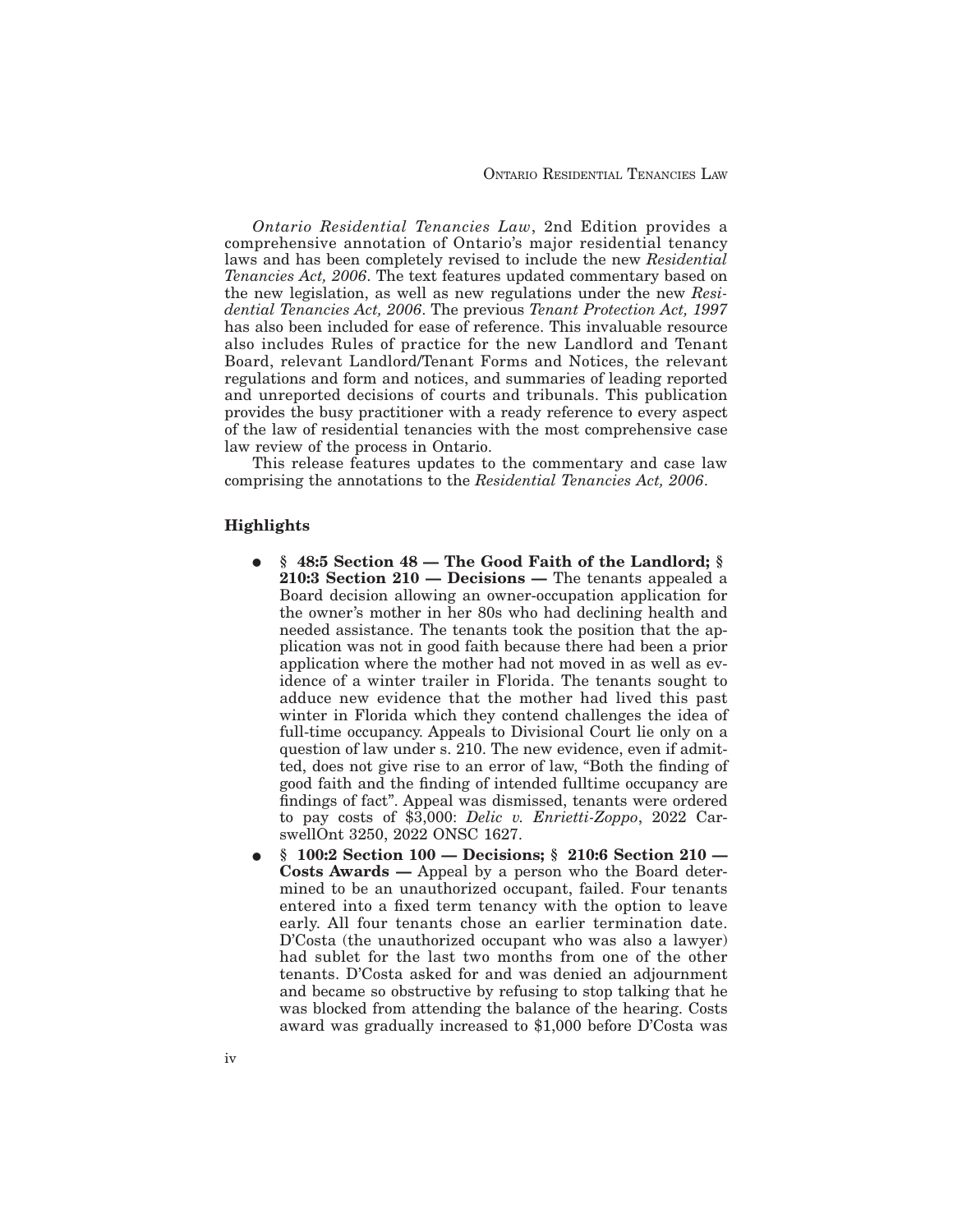*Ontario Residential Tenancies Law*, 2nd Edition provides a comprehensive annotation of Ontario's major residential tenancy laws and has been completely revised to include the new *Residential Tenancies Act, 2006*. The text features updated commentary based on the new legislation, as well as new regulations under the new *Residential Tenancies Act, 2006*. The previous *Tenant Protection Act, 1997* has also been included for ease of reference. This invaluable resource also includes Rules of practice for the new Landlord and Tenant Board, relevant Landlord/Tenant Forms and Notices, the relevant regulations and form and notices, and summaries of leading reported and unreported decisions of courts and tribunals. This publication provides the busy practitioner with a ready reference to every aspect of the law of residential tenancies with the most comprehensive case law review of the process in Ontario.

This release features updates to the commentary and case law comprising the annotations to the *Residential Tenancies Act, 2006*.

### Highlights

- **§ 48:5 Section 48 — The Good Faith of the Landlord; § 210:3 Section 210 — Decisions —** The tenants appealed a Board decision allowing an owner-occupation application for the owner's mother in her 80s who had declining health and needed assistance. The tenants took the position that the application was not in good faith because there had been a prior application where the mother had not moved in as well as evidence of a winter trailer in Florida. The tenants sought to adduce new evidence that the mother had lived this past winter in Florida which they contend challenges the idea of full-time occupancy. Appeals to Divisional Court lie only on a question of law under s. 210. The new evidence, even if admitted, does not give rise to an error of law, "Both the finding of good faith and the finding of intended fulltime occupancy are findings of fact". Appeal was dismissed, tenants were ordered to pay costs of $3,000: *Delic v. Enrietti-Zoppo*, 2022 CarswellOnt 3250, 2022 ONSC 1627.
- **§ 100:2 Section 100 — Decisions; § 210:6 Section 210 — Costs Awards —** Appeal by a person who the Board determined to be an unauthorized occupant, failed. Four tenants entered into a fixed term tenancy with the option to leave early. All four tenants chose an earlier termination date. D'Costa (the unauthorized occupant who was also a lawyer) had sublet for the last two months from one of the other tenants. D'Costa asked for and was denied an adjournment and became so obstructive by refusing to stop talking that he was blocked from attending the balance of the hearing. Costs award was gradually increased to $1,000 before D'Costa was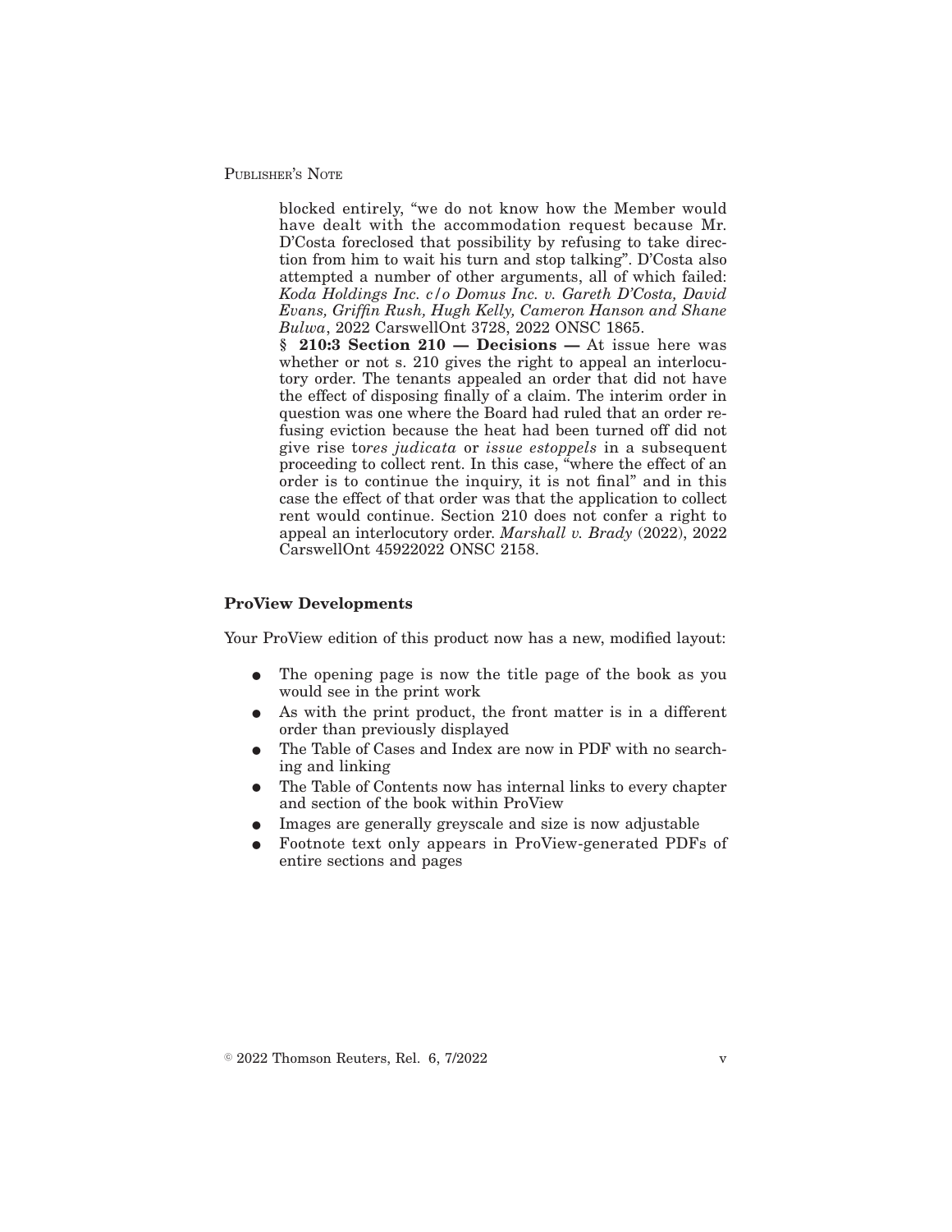blocked entirely, "we do not know how the Member would have dealt with the accommodation request because Mr. D'Costa foreclosed that possibility by refusing to take direction from him to wait his turn and stop talking". D'Costa also attempted a number of other arguments, all of which failed: *Koda Holdings Inc. c/o Domus Inc. v. Gareth D'Costa, David Evans, Griffin Rush, Hugh Kelly, Cameron Hanson and Shane Bulwa*, 2022 CarswellOnt 3728, 2022 ONSC 1865.

**§ 210:3 Section 210 — Decisions —** At issue here was whether or not s. 210 gives the right to appeal an interlocutory order. The tenants appealed an order that did not have the effect of disposing finally of a claim. The interim order in question was one where the Board had ruled that an order refusing eviction because the heat had been turned off did not give rise to*res judicata* or *issue estoppels* in a subsequent proceeding to collect rent. In this case, "where the effect of an order is to continue the inquiry, it is not final" and in this case the effect of that order was that the application to collect rent would continue. Section 210 does not confer a right to appeal an interlocutory order. *Marshall v. Brady* (2022), 2022 CarswellOnt 45922022 ONSC 2158.

**ProView Developments**

Your ProView edition of this product now has a new, modified layout:

- The opening page is now the title page of the book as you would see in the print work
- As with the print product, the front matter is in a different order than previously displayed
- The Table of Cases and Index are now in PDF with no searching and linking
- The Table of Contents now has internal links to every chapter and section of the book within ProView
- Images are generally greyscale and size is now adjustable
- Footnote text only appears in ProView-generated PDFs of entire sections and pages